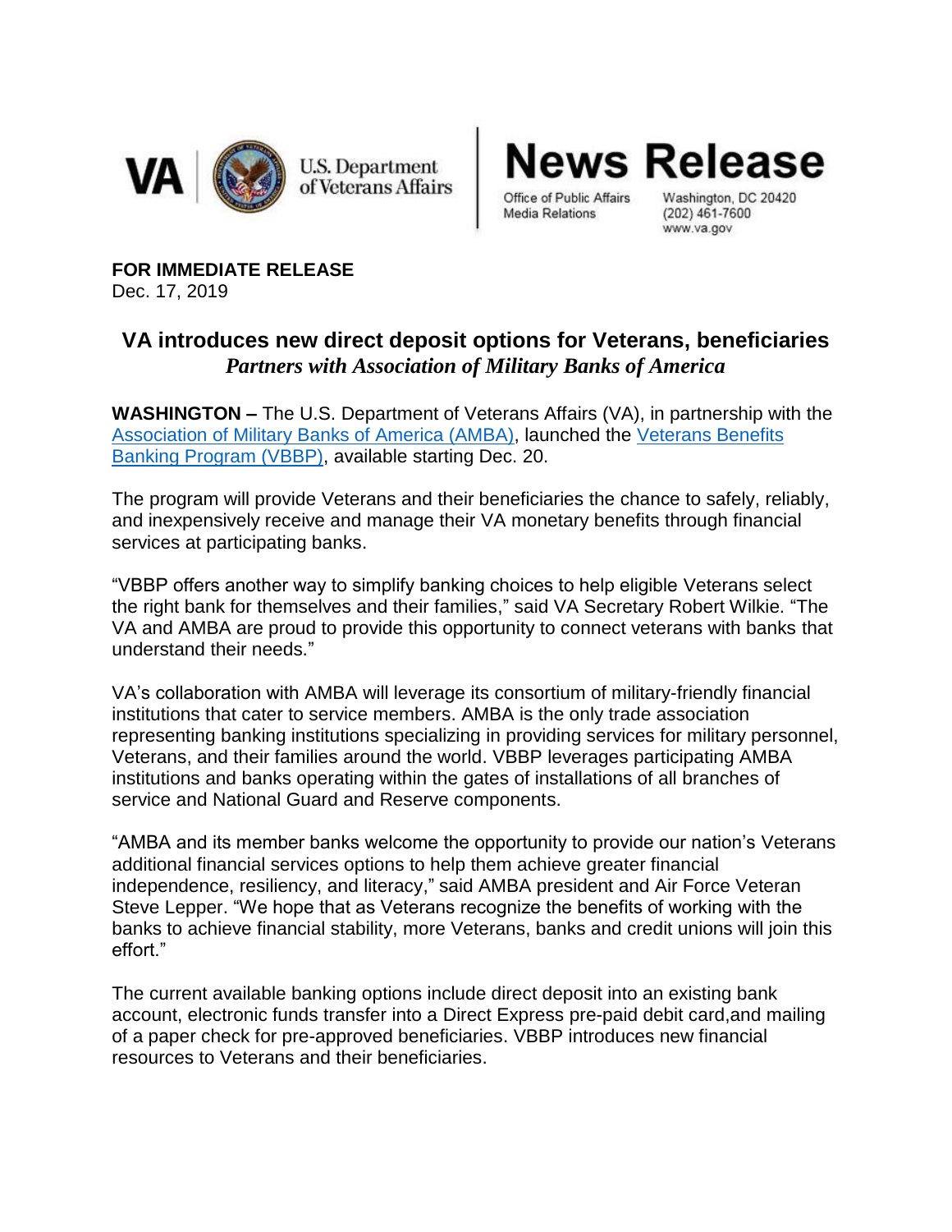**VA** | U.S. Department of Veterans Affairs

# News Release

Office of Public Affairs
Media Relations

Washington, DC 20420
(202) 461-7600
www.va.gov

**FOR IMMEDIATE RELEASE**
Dec. 17, 2019

## VA introduces new direct deposit options for Veterans, beneficiaries

***Partners with Association of Military Banks of America***

**WASHINGTON –** The U.S. Department of Veterans Affairs (VA), in partnership with the Association of Military Banks of America (AMBA), launched the Veterans Benefits Banking Program (VBBP), available starting Dec. 20.

The program will provide Veterans and their beneficiaries the chance to safely, reliably, and inexpensively receive and manage their VA monetary benefits through financial services at participating banks.

"VBBP offers another way to simplify banking choices to help eligible Veterans select the right bank for themselves and their families," said VA Secretary Robert Wilkie. "The VA and AMBA are proud to provide this opportunity to connect veterans with banks that understand their needs."

VA's collaboration with AMBA will leverage its consortium of military-friendly financial institutions that cater to service members. AMBA is the only trade association representing banking institutions specializing in providing services for military personnel, Veterans, and their families around the world. VBBP leverages participating AMBA institutions and banks operating within the gates of installations of all branches of service and National Guard and Reserve components.

"AMBA and its member banks welcome the opportunity to provide our nation's Veterans additional financial services options to help them achieve greater financial independence, resiliency, and literacy," said AMBA president and Air Force Veteran Steve Lepper. "We hope that as Veterans recognize the benefits of working with the banks to achieve financial stability, more Veterans, banks and credit unions will join this effort."

The current available banking options include direct deposit into an existing bank account, electronic funds transfer into a Direct Express pre-paid debit card,and mailing of a paper check for pre-approved beneficiaries. VBBP introduces new financial resources to Veterans and their beneficiaries.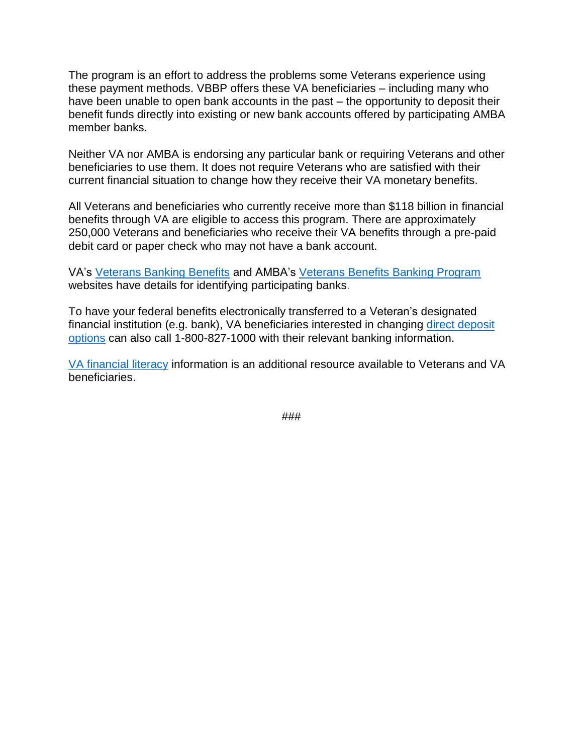The program is an effort to address the problems some Veterans experience using these payment methods. VBBP offers these VA beneficiaries – including many who have been unable to open bank accounts in the past – the opportunity to deposit their benefit funds directly into existing or new bank accounts offered by participating AMBA member banks.

Neither VA nor AMBA is endorsing any particular bank or requiring Veterans and other beneficiaries to use them. It does not require Veterans who are satisfied with their current financial situation to change how they receive their VA monetary benefits.

All Veterans and beneficiaries who currently receive more than $118 billion in financial benefits through VA are eligible to access this program. There are approximately 250,000 Veterans and beneficiaries who receive their VA benefits through a pre-paid debit card or paper check who may not have a bank account.

VA's Veterans Banking Benefits and AMBA's Veterans Benefits Banking Program websites have details for identifying participating banks.

To have your federal benefits electronically transferred to a Veteran's designated financial institution (e.g. bank), VA beneficiaries interested in changing direct deposit options can also call 1-800-827-1000 with their relevant banking information.

VA financial literacy information is an additional resource available to Veterans and VA beneficiaries.

###